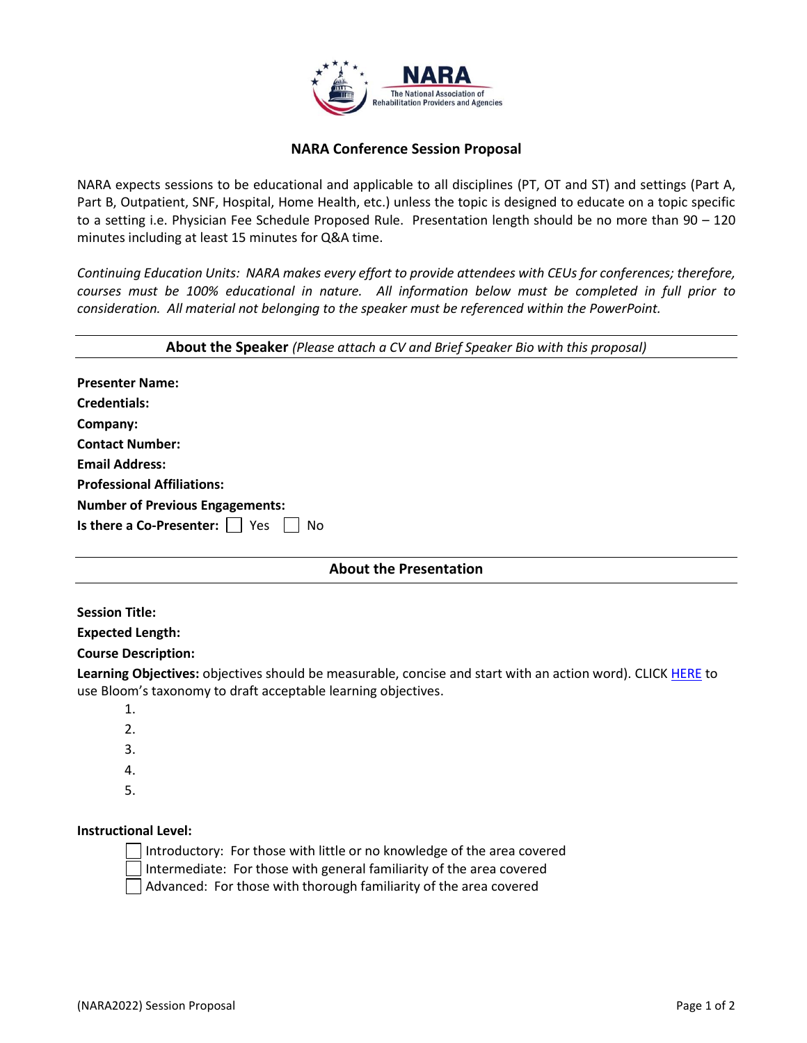# NARA Conference Session Proposal

NARA expects sessions to be educational and applicable to all disciplines (PT, OT and ST) and settings (Part A, Part B, Outpatient, SNF, Hospital, Home Health, etc.) unless the topic is designed to educate on a topic specific to a setting i.e. Physician Fee Schedule Proposed Rule. Presentation length should be no more than 90 – 120 minutes including at least 15 minutes for Q&A time.

*Continuing Education Units: NARA makes every effort to provide attendees with CEUs for conferences; therefore, courses must be 100% educational in nature. All information below must be completed in full prior to consideration. All material not belonging to the speaker must be referenced within the PowerPoint.*

## About the Speaker *(Please attach a CV and Brief Speaker Bio with this proposal)*

**Presenter Name:**

**Credentials:**

**Company:**

**Contact Number:**

**Email Address:**

**Professional Affiliations:**

**Number of Previous Engagements:**

**Is there a Co-Presenter:** ☐ Yes ☐ No

## About the Presentation

**Session Title:**

**Expected Length:**

**Course Description:**

**Learning Objectives:** objectives should be measurable, concise and start with an action word). CLICK HERE to use Bloom's taxonomy to draft acceptable learning objectives.

1. 
2. 
3. 
4. 
5. 

**Instructional Level:**

☐ Introductory: For those with little or no knowledge of the area covered

☐ Intermediate: For those with general familiarity of the area covered

☐ Advanced: For those with thorough familiarity of the area covered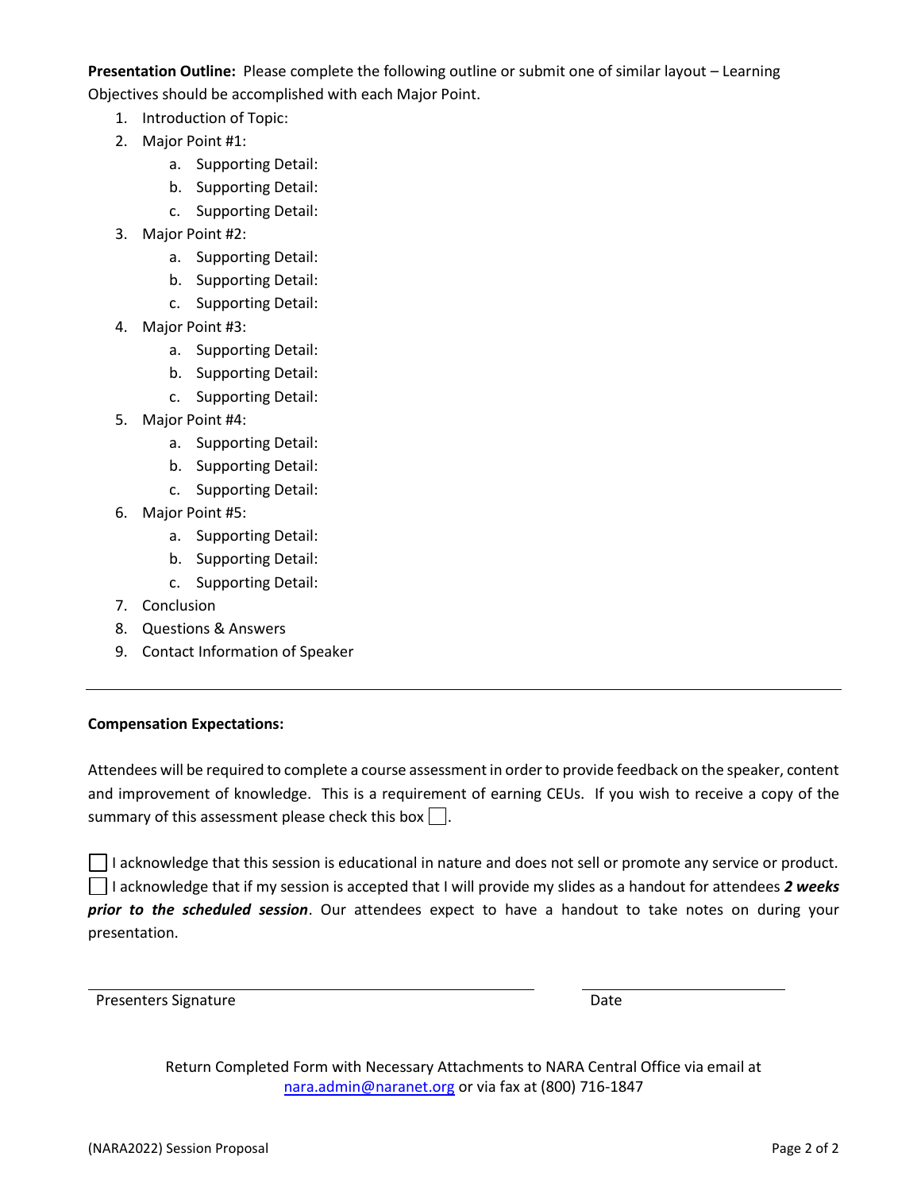**Presentation Outline:** Please complete the following outline or submit one of similar layout – Learning Objectives should be accomplished with each Major Point.

1. Introduction of Topic:
2. Major Point #1:
    a. Supporting Detail:
    b. Supporting Detail:
    c. Supporting Detail:
3. Major Point #2:
    a. Supporting Detail:
    b. Supporting Detail:
    c. Supporting Detail:
4. Major Point #3:
    a. Supporting Detail:
    b. Supporting Detail:
    c. Supporting Detail:
5. Major Point #4:
    a. Supporting Detail:
    b. Supporting Detail:
    c. Supporting Detail:
6. Major Point #5:
    a. Supporting Detail:
    b. Supporting Detail:
    c. Supporting Detail:
7. Conclusion
8. Questions & Answers
9. Contact Information of Speaker

---

**Compensation Expectations:**

Attendees will be required to complete a course assessment in order to provide feedback on the speaker, content and improvement of knowledge. This is a requirement of earning CEUs. If you wish to receive a copy of the summary of this assessment please check this box ☐.

☐ I acknowledge that this session is educational in nature and does not sell or promote any service or product.

☐ I acknowledge that if my session is accepted that I will provide my slides as a handout for attendees ***2 weeks prior to the scheduled session***. Our attendees expect to have a handout to take notes on during your presentation.

Presenters Signature ______________________ Date ______________

Return Completed Form with Necessary Attachments to NARA Central Office via email at nara.admin@naranet.org or via fax at (800) 716-1847

(NARA2022) Session Proposal